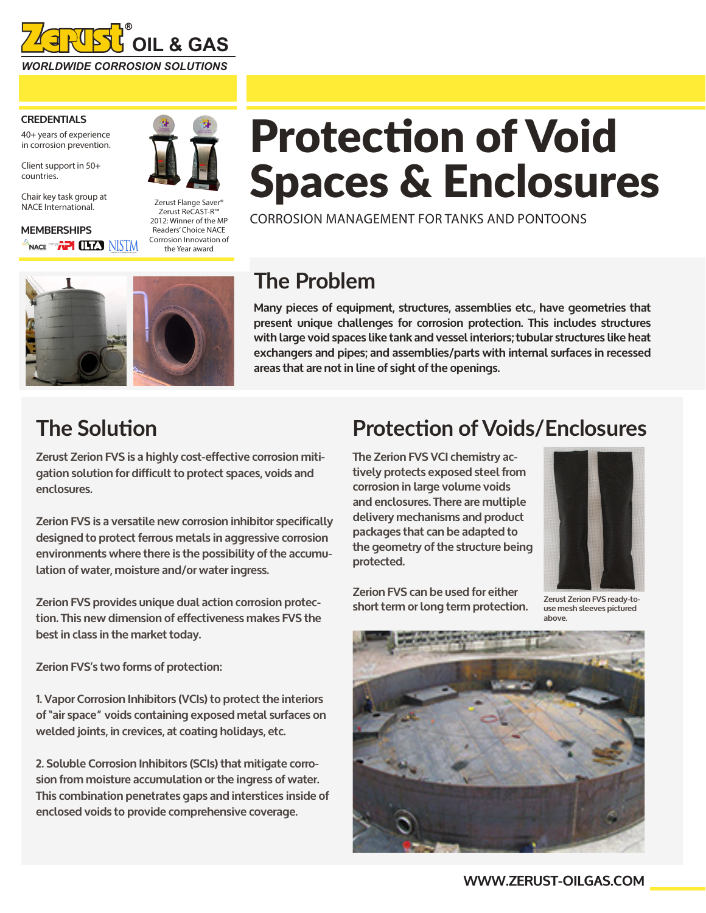Zerust® OIL & GAS

*WORLDWIDE CORROSION SOLUTIONS*

**CREDENTIALS**

40+ years of experience in corrosion prevention.

Client support in 50+ countries.

Chair key task group at NACE International.

**MEMBERSHIPS**

NACE API ILTA NISTM

Zerust Flange Saver® Zerust ReCAST-R™ 2012: Winner of the MP Readers' Choice NACE Corrosion Innovation of the Year award

# Protection of Void Spaces & Enclosures

CORROSION MANAGEMENT FOR TANKS AND PONTOONS

## The Problem

**Many pieces of equipment, structures, assemblies etc., have geometries that present unique challenges for corrosion protection. This includes structures with large void spaces like tank and vessel interiors; tubular structures like heat exchangers and pipes; and assemblies/parts with internal surfaces in recessed areas that are not in line of sight of the openings.**

## The Solution

Zerust Zerion FVS is a highly cost-effective corrosion mitigation solution for difficult to protect spaces, voids and enclosures.

Zerion FVS is a versatile new corrosion inhibitor specifically designed to protect ferrous metals in aggressive corrosion environments where there is the possibility of the accumulation of water, moisture and/or water ingress.

Zerion FVS provides unique dual action corrosion protection. This new dimension of effectiveness makes FVS the best in class in the market today.

Zerion FVS's two forms of protection:

1. Vapor Corrosion Inhibitors (VCIs) to protect the interiors of "air space" voids containing exposed metal surfaces on welded joints, in crevices, at coating holidays, etc.

2. Soluble Corrosion Inhibitors (SCIs) that mitigate corrosion from moisture accumulation or the ingress of water. This combination penetrates gaps and interstices inside of enclosed voids to provide comprehensive coverage.

## Protection of Voids/Enclosures

The Zerion FVS VCI chemistry actively protects exposed steel from corrosion in large volume voids and enclosures. There are multiple delivery mechanisms and product packages that can be adapted to the geometry of the structure being protected.

Zerion FVS can be used for either short term or long term protection.

Zerust Zerion FVS ready-to-use mesh sleeves pictured above.

WWW.ZERUST-OILGAS.COM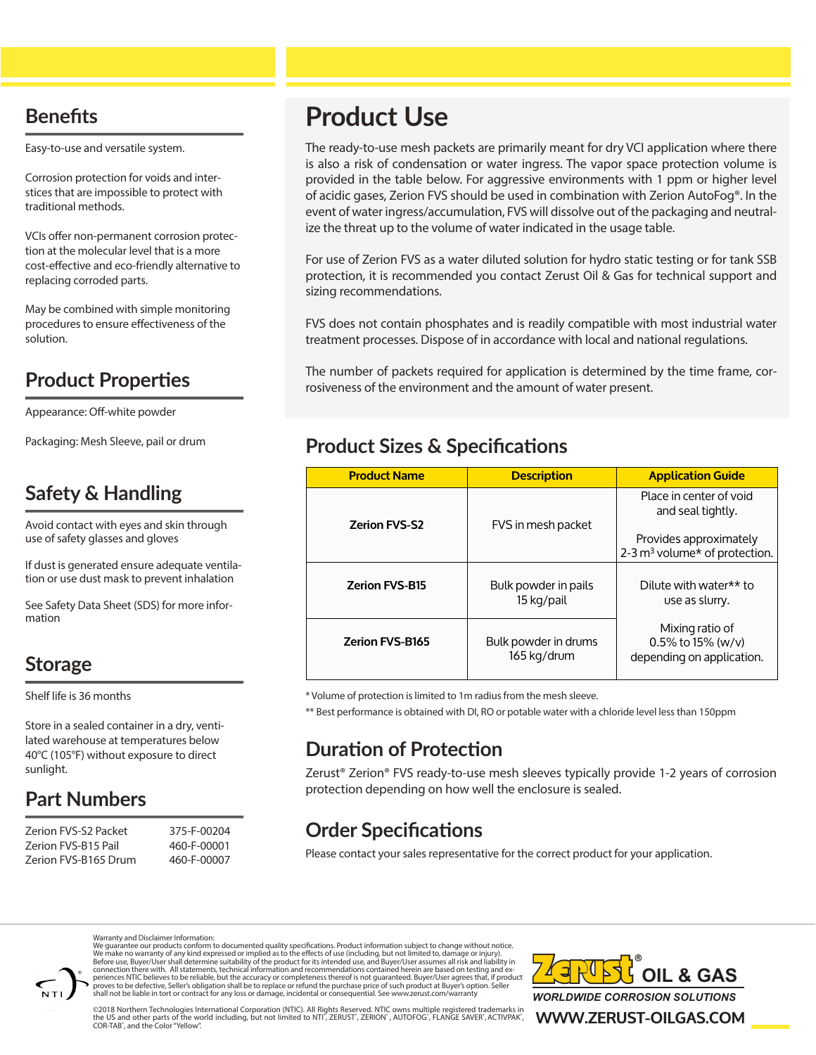## Benefits

Easy-to-use and versatile system.

Corrosion protection for voids and interstices that are impossible to protect with traditional methods.

VCIs offer non-permanent corrosion protection at the molecular level that is a more cost-effective and eco-friendly alternative to replacing corroded parts.

May be combined with simple monitoring procedures to ensure effectiveness of the solution.

## Product Properties

Appearance: Off-white powder

Packaging: Mesh Sleeve, pail or drum

## Safety & Handling

Avoid contact with eyes and skin through use of safety glasses and gloves

If dust is generated ensure adequate ventilation or use dust mask to prevent inhalation

See Safety Data Sheet (SDS) for more information

## Storage

Shelf life is 36 months

Store in a sealed container in a dry, ventilated warehouse at temperatures below 40°C (105°F) without exposure to direct sunlight.

## Part Numbers

| | |
|---|---|
| Zerion FVS-S2 Packet | 375-F-00204 |
| Zerion FVS-B15 Pail | 460-F-00001 |
| Zerion FVS-B165 Drum | 460-F-00007 |

# Product Use

The ready-to-use mesh packets are primarily meant for dry VCI application where there is also a risk of condensation or water ingress. The vapor space protection volume is provided in the table below. For aggressive environments with 1 ppm or higher level of acidic gases, Zerion FVS should be used in combination with Zerion AutoFog®. In the event of water ingress/accumulation, FVS will dissolve out of the packaging and neutralize the threat up to the volume of water indicated in the usage table.

For use of Zerion FVS as a water diluted solution for hydro static testing or for tank SSB protection, it is recommended you contact Zerust Oil & Gas for technical support and sizing recommendations.

FVS does not contain phosphates and is readily compatible with most industrial water treatment processes. Dispose of in accordance with local and national regulations.

The number of packets required for application is determined by the time frame, corrosiveness of the environment and the amount of water present.

## Product Sizes & Specifications

| Product Name | Description | Application Guide |
|---|---|---|
| **Zerion FVS-S2** | FVS in mesh packet | Place in center of void and seal tightly.<br><br>Provides approximately 2-3 $m^3$ volume* of protection. |
| **Zerion FVS-B15** | Bulk powder in pails 15 kg/pail | Dilute with water** to use as slurry.<br><br>Mixing ratio of 0.5% to 15% (w/v) depending on application. |
| **Zerion FVS-B165** | Bulk powder in drums 165 kg/drum | |

\* Volume of protection is limited to 1m radius from the mesh sleeve.

\** Best performance is obtained with DI, RO or potable water with a chloride level less than 150ppm

## Duration of Protection

Zerust® Zerion® FVS ready-to-use mesh sleeves typically provide 1-2 years of corrosion protection depending on how well the enclosure is sealed.

## Order Specifications

Please contact your sales representative for the correct product for your application.

Warranty and Disclaimer Information:
We guarantee our products conform to documented quality specifications. Product information subject to change without notice. We make no warranty of any kind expressed or implied as to the effects of use (including, but not limited to, damage or injury). Before use, Buyer/User shall determine suitability of the product for its intended use, and Buyer/User assumes all risk and liability in connection there with. All statements, technical information and recommendations contained herein are based on testing and experiences NTIC believes to be reliable, but the accuracy or completeness thereof is not guaranteed. Buyer/User agrees that, if product proves to be defective, Seller's obligation shall be to replace or refund the purchase price of such product at Buyer's option. Seller shall not be liable in tort or contract for any loss or damage, incidental or consequential. See www.zerust.com/warranty

©2018 Northern Technologies International Corporation (NTIC). All Rights Reserved. NTIC owns multiple registered trademarks in the US and other parts of the world including, but not limited to NTI®, ZERUST®, ZERION®, AUTOFOG®, FLANGE SAVER®, ACTIVPAK®, COR-TAB®, and the Color "Yellow".

ZERUST® OIL & GAS

*WORLDWIDE CORROSION SOLUTIONS*

**WWW.ZERUST-OILGAS.COM**